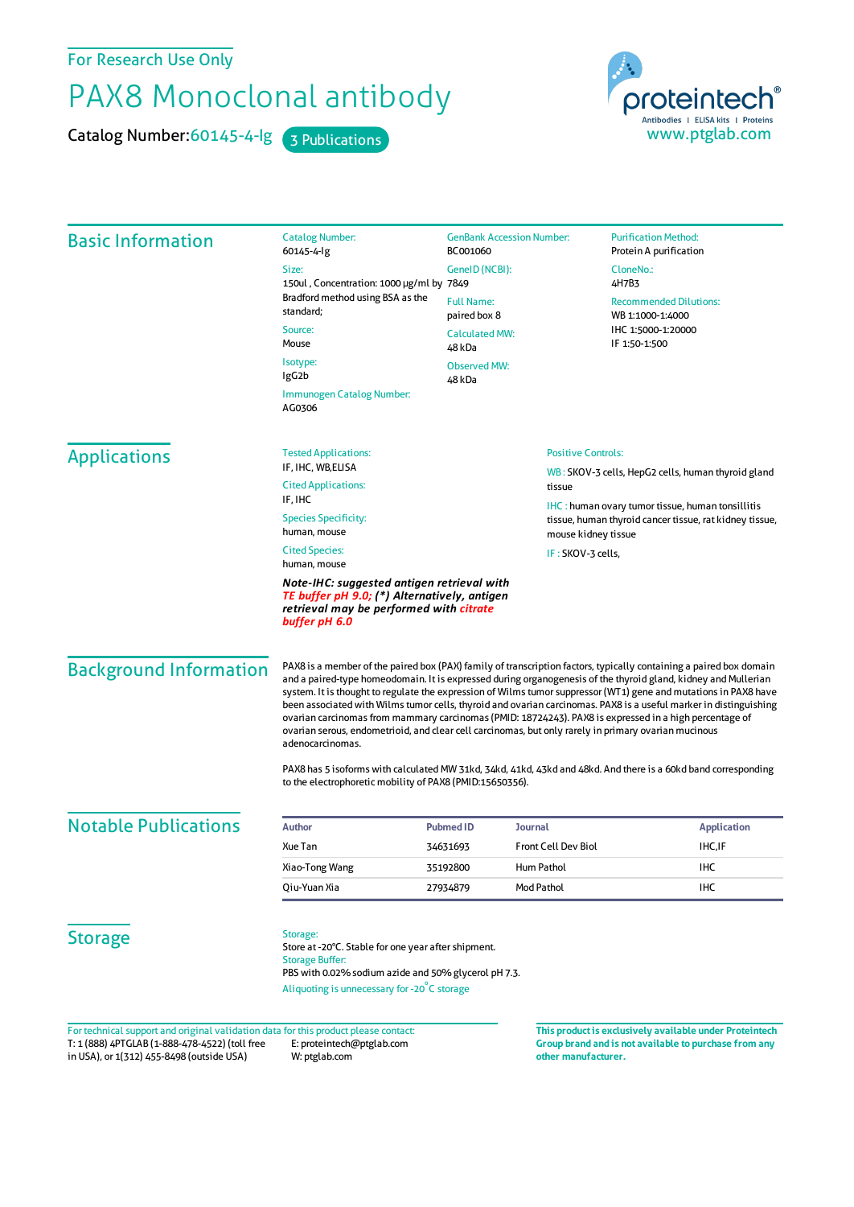For Research Use Only

# PAX8 Monoclonal antibody

Catalog Number: 60145-4-Ig  3 Publications

proteintech® Antibodies | ELISA kits | Proteins
www.ptglab.com

## Basic Information

**Catalog Number:**
60145-4-Ig

**Size:**
150ul , Concentration: 1000 μg/ml by Bradford method using BSA as the standard;

**Source:**
Mouse

**Isotype:**
IgG2b

**Immunogen Catalog Number:**
AG0306

**GenBank Accession Number:**
BC001060

**GeneID (NCBI):**
7849

**Full Name:**
paired box 8

**Calculated MW:**
48 kDa

**Observed MW:**
48 kDa

**Purification Method:**
Protein A purification

**CloneNo.:**
4H7B3

**Recommended Dilutions:**
WB 1:1000-1:4000
IHC 1:5000-1:20000
IF 1:50-1:500

## Applications

**Tested Applications:**
IF, IHC, WB,ELISA

**Cited Applications:**
IF, IHC

**Species Specificity:**
human, mouse

**Cited Species:**
human, mouse

***Note-IHC: suggested antigen retrieval with TE buffer pH 9.0; (\*) Alternatively, antigen retrieval may be performed with citrate buffer pH 6.0***

**Positive Controls:**

WB : SKOV-3 cells, HepG2 cells, human thyroid gland tissue

IHC : human ovary tumor tissue, human tonsillitis tissue, human thyroid cancer tissue, rat kidney tissue, mouse kidney tissue

IF : SKOV-3 cells,

## Background Information

PAX8 is a member of the paired box (PAX) family of transcription factors, typically containing a paired box domain and a paired-type homeodomain. It is expressed during organogenesis of the thyroid gland, kidney and Mullerian system. It is thought to regulate the expression of Wilms tumor suppressor (WT1) gene and mutations in PAX8 have been associated with Wilms tumor cells, thyroid and ovarian carcinomas. PAX8 is a useful marker in distinguishing ovarian carcinomas from mammary carcinomas (PMID: 18724243). PAX8 is expressed in a high percentage of ovarian serous, endometrioid, and clear cell carcinomas, but only rarely in primary ovarian mucinous adenocarcinomas.

PAX8 has 5 isoforms with calculated MW 31kd, 34kd, 41kd, 43kd and 48kd. And there is a 60kd band corresponding to the electrophoretic mobility of PAX8 (PMID:15650356).

## Notable Publications

| Author | Pubmed ID | Journal | Application |
|---|---|---|---|
| Xue Tan | 34631693 | Front Cell Dev Biol | IHC,IF |
| Xiao-Tong Wang | 35192800 | Hum Pathol | IHC |
| Qiu-Yuan Xia | 27934879 | Mod Pathol | IHC |

## Storage

**Storage:**
Store at -20°C. Stable for one year after shipment.

**Storage Buffer:**
PBS with 0.02% sodium azide and 50% glycerol pH 7.3.

Aliquoting is unnecessary for -20°C storage

For technical support and original validation data for this product please contact:
T: 1 (888) 4PTGLAB (1-888-478-4522) (toll free in USA), or 1(312) 455-8498 (outside USA)
E: proteintech@ptglab.com
W: ptglab.com

**This product is exclusively available under Proteintech Group brand and is not available to purchase from any other manufacturer.**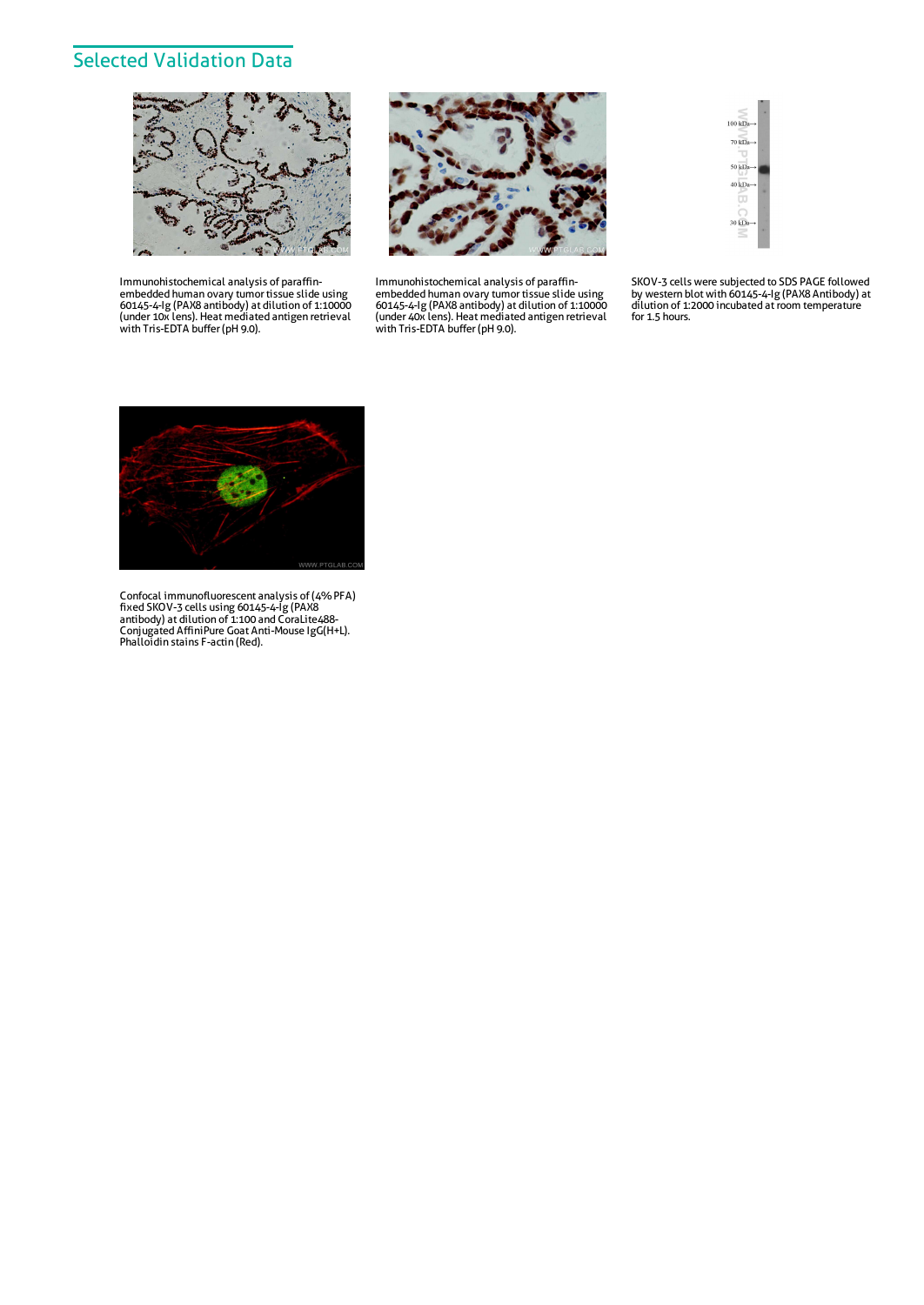## Selected Validation Data

Immunohistochemical analysis of paraffin-embedded human ovary tumor tissue slide using 60145-4-Ig (PAX8 antibody) at dilution of 1:10000 (under 10x lens). Heat mediated antigen retrieval with Tris-EDTA buffer (pH 9.0).

Immunohistochemical analysis of paraffin-embedded human ovary tumor tissue slide using 60145-4-Ig (PAX8 antibody) at dilution of 1:10000 (under 40x lens). Heat mediated antigen retrieval with Tris-EDTA buffer (pH 9.0).

SKOV-3 cells were subjected to SDS PAGE followed by western blot with 60145-4-Ig (PAX8 Antibody) at dilution of 1:2000 incubated at room temperature for 1.5 hours.

Confocal immunofluorescent analysis of (4% PFA) fixed SKOV-3 cells using 60145-4-Ig (PAX8 antibody) at dilution of 1:100 and CoraLite488-Conjugated AffiniPure Goat Anti-Mouse IgG(H+L). Phalloidin stains F-actin (Red).